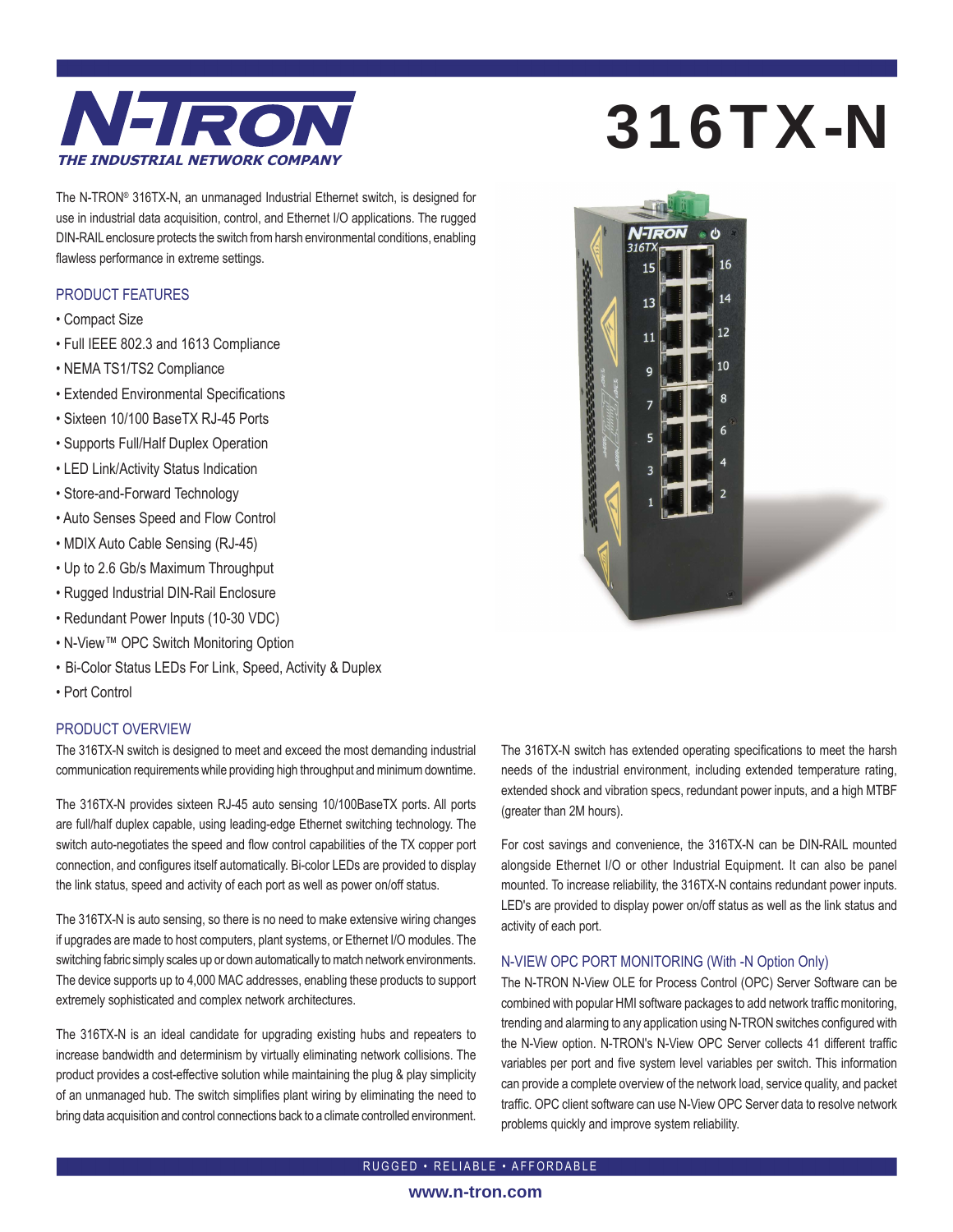# N-TRON

*THE INDUSTRIAL NETWORK COMPANY*

# 316TX-N

The N-TRON® 316TX-N, an unmanaged Industrial Ethernet switch, is designed for use in industrial data acquisition, control, and Ethernet I/O applications. The rugged DIN-RAIL enclosure protects the switch from harsh environmental conditions, enabling flawless performance in extreme settings.

## PRODUCT FEATURES

- Compact Size
- Full IEEE 802.3 and 1613 Compliance
- NEMA TS1/TS2 Compliance
- Extended Environmental Specifications
- Sixteen 10/100 BaseTX RJ-45 Ports
- Supports Full/Half Duplex Operation
- LED Link/Activity Status Indication
- Store-and-Forward Technology
- Auto Senses Speed and Flow Control
- MDIX Auto Cable Sensing (RJ-45)
- Up to 2.6 Gb/s Maximum Throughput
- Rugged Industrial DIN-Rail Enclosure
- Redundant Power Inputs (10-30 VDC)
- N-View™ OPC Switch Monitoring Option
- Bi-Color Status LEDs For Link, Speed, Activity & Duplex
- Port Control

## PRODUCT OVERVIEW

The 316TX-N switch is designed to meet and exceed the most demanding industrial communication requirements while providing high throughput and minimum downtime.

The 316TX-N provides sixteen RJ-45 auto sensing 10/100BaseTX ports. All ports are full/half duplex capable, using leading-edge Ethernet switching technology. The switch auto-negotiates the speed and flow control capabilities of the TX copper port connection, and configures itself automatically. Bi-color LEDs are provided to display the link status, speed and activity of each port as well as power on/off status.

The 316TX-N is auto sensing, so there is no need to make extensive wiring changes if upgrades are made to host computers, plant systems, or Ethernet I/O modules. The switching fabric simply scales up or down automatically to match network environments. The device supports up to 4,000 MAC addresses, enabling these products to support extremely sophisticated and complex network architectures.

The 316TX-N is an ideal candidate for upgrading existing hubs and repeaters to increase bandwidth and determinism by virtually eliminating network collisions. The product provides a cost-effective solution while maintaining the plug & play simplicity of an unmanaged hub. The switch simplifies plant wiring by eliminating the need to bring data acquisition and control connections back to a climate controlled environment.

The 316TX-N switch has extended operating specifications to meet the harsh needs of the industrial environment, including extended temperature rating, extended shock and vibration specs, redundant power inputs, and a high MTBF (greater than 2M hours).

For cost savings and convenience, the 316TX-N can be DIN-RAIL mounted alongside Ethernet I/O or other Industrial Equipment. It can also be panel mounted. To increase reliability, the 316TX-N contains redundant power inputs. LED's are provided to display power on/off status as well as the link status and activity of each port.

## N-VIEW OPC PORT MONITORING (With -N Option Only)

The N-TRON N-View OLE for Process Control (OPC) Server Software can be combined with popular HMI software packages to add network traffic monitoring, trending and alarming to any application using N-TRON switches configured with the N-View option. N-TRON's N-View OPC Server collects 41 different traffic variables per port and five system level variables per switch. This information can provide a complete overview of the network load, service quality, and packet traffic. OPC client software can use N-View OPC Server data to resolve network problems quickly and improve system reliability.

RUGGED • RELIABLE • AFFORDABLE

www.n-tron.com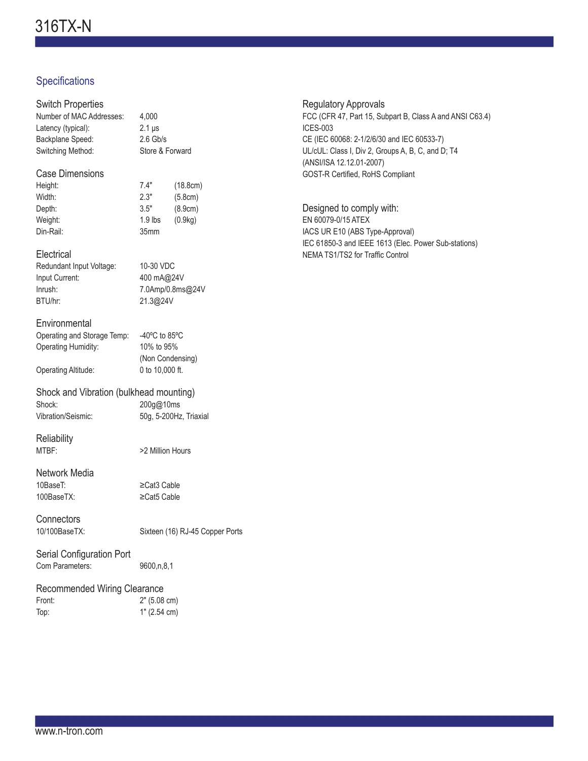# 316TX-N

## Specifications

### Switch Properties

| | |
|---|---|
| Number of MAC Addresses: | 4,000 |
| Latency (typical): | 2.1 µs |
| Backplane Speed: | 2.6 Gb/s |
| Switching Method: | Store & Forward |

### Case Dimensions

| | | |
|---|---|---|
| Height: | 7.4" | (18.8cm) |
| Width: | 2.3" | (5.8cm) |
| Depth: | 3.5" | (8.9cm) |
| Weight: | 1.9 lbs | (0.9kg) |
| Din-Rail: | 35mm | |

### Electrical

| | |
|---|---|
| Redundant Input Voltage: | 10-30 VDC |
| Input Current: | 400 mA@24V |
| Inrush: | 7.0Amp/0.8ms@24V |
| BTU/hr: | 21.3@24V |

### Environmental

| | |
|---|---|
| Operating and Storage Temp: | -40ºC to 85ºC |
| Operating Humidity: | 10% to 95% (Non Condensing) |
| Operating Altitude: | 0 to 10,000 ft. |

### Shock and Vibration (bulkhead mounting)

| | |
|---|---|
| Shock: | 200g@10ms |
| Vibration/Seismic: | 50g, 5-200Hz, Triaxial |

### Reliability

| | |
|---|---|
| MTBF: | >2 Million Hours |

### Network Media

| | |
|---|---|
| 10BaseT: | ≥Cat3 Cable |
| 100BaseTX: | ≥Cat5 Cable |

### Connectors

| | |
|---|---|
| 10/100BaseTX: | Sixteen (16) RJ-45 Copper Ports |

### Serial Configuration Port

| | |
|---|---|
| Com Parameters: | 9600,n,8,1 |

### Recommended Wiring Clearance

| | |
|---|---|
| Front: | 2" (5.08 cm) |
| Top: | 1" (2.54 cm) |

### Regulatory Approvals

FCC (CFR 47, Part 15, Subpart B, Class A and ANSI C63.4)
ICES-003
CE (IEC 60068: 2-1/2/6/30 and IEC 60533-7)
UL/cUL: Class I, Div 2, Groups A, B, C, and D; T4
(ANSI/ISA 12.12.01-2007)
GOST-R Certified, RoHS Compliant

### Designed to comply with:

EN 60079-0/15 ATEX
IACS UR E10 (ABS Type-Approval)
IEC 61850-3 and IEEE 1613 (Elec. Power Sub-stations)
NEMA TS1/TS2 for Traffic Control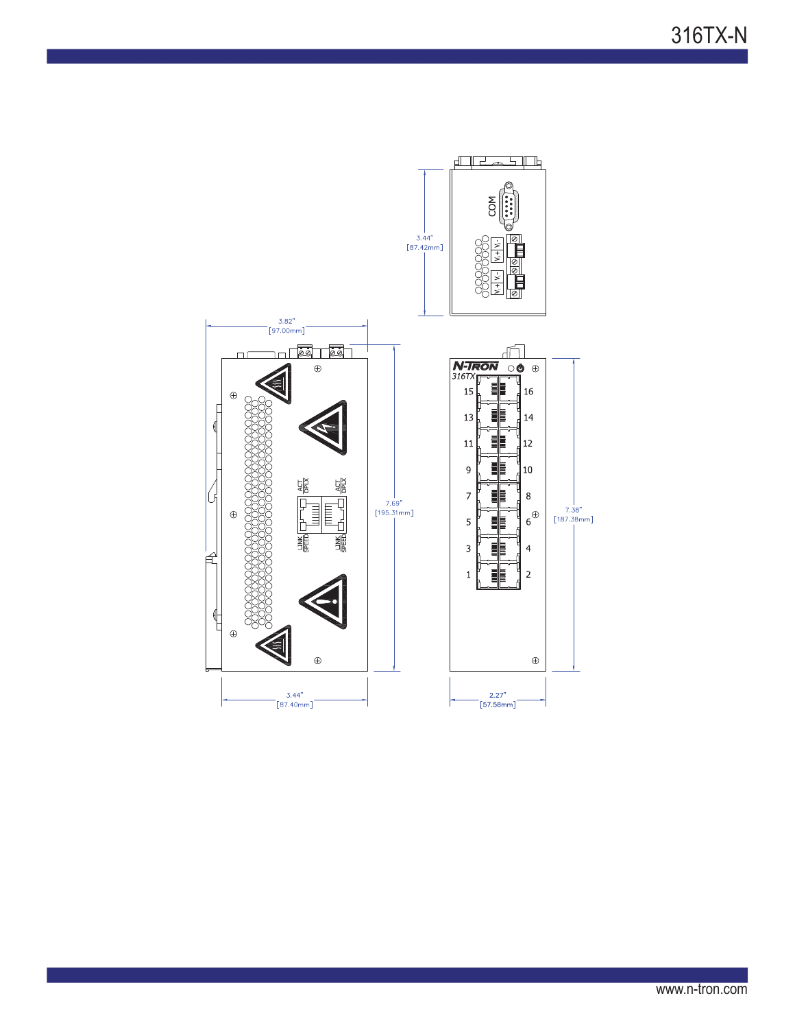COM

V+ V-

V+ V-

3.44"
[87.42mm]

3.82"
[97.00mm]

ACT DPLX

ACT DPLX

LINK SPEED

LINK SPEED

7.69"
[195.31mm]

N-TRON
316TX

15 16
13 14
11 12
9 10
7 8
5 6
3 4
1 2

7.38"
[187.38mm]

3.44"
[87.40mm]

2.27"
[57.58mm]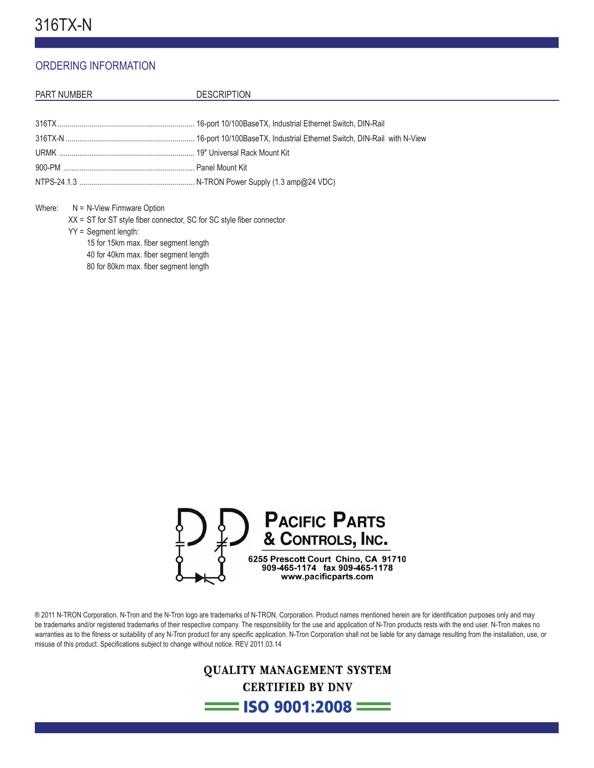## ORDERING INFORMATION

| PART NUMBER | DESCRIPTION |
| --- | --- |
| 316TX | 16-port 10/100BaseTX, Industrial Ethernet Switch, DIN-Rail |
| 316TX-N | 16-port 10/100BaseTX, Industrial Ethernet Switch, DIN-Rail with N-View |
| URMK | 19" Universal Rack Mount Kit |
| 900-PM | Panel Mount Kit |
| NTPS-24.1.3 | N-TRON Power Supply (1.3 amp@24 VDC) |

Where: N = N-View Firmware Option

XX = ST for ST style fiber connector, SC for SC style fiber connector

YY = Segment length:

15 for 15km max. fiber segment length

40 for 40km max. fiber segment length

80 for 80km max. fiber segment length

**Pacific Parts & Controls, Inc.**

6255 Prescott Court Chino, CA 91710

909-465-1174 fax 909-465-1178

www.pacificparts.com

® 2011 N-TRON Corporation. N-Tron and the N-Tron logo are trademarks of N-TRON, Corporation. Product names mentioned herein are for identification purposes only and may be trademarks and/or registered trademarks of their respective company. The responsibility for the use and application of N-Tron products rests with the end user. N-Tron makes no warranties as to the fitness or suitability of any N-Tron product for any specific application. N-Tron Corporation shall not be liable for any damage resulting from the installation, use, or misuse of this product. Specifications subject to change without notice. REV 2011.03.14

QUALITY MANAGEMENT SYSTEM

CERTIFIED BY DNV

ISO 9001:2008